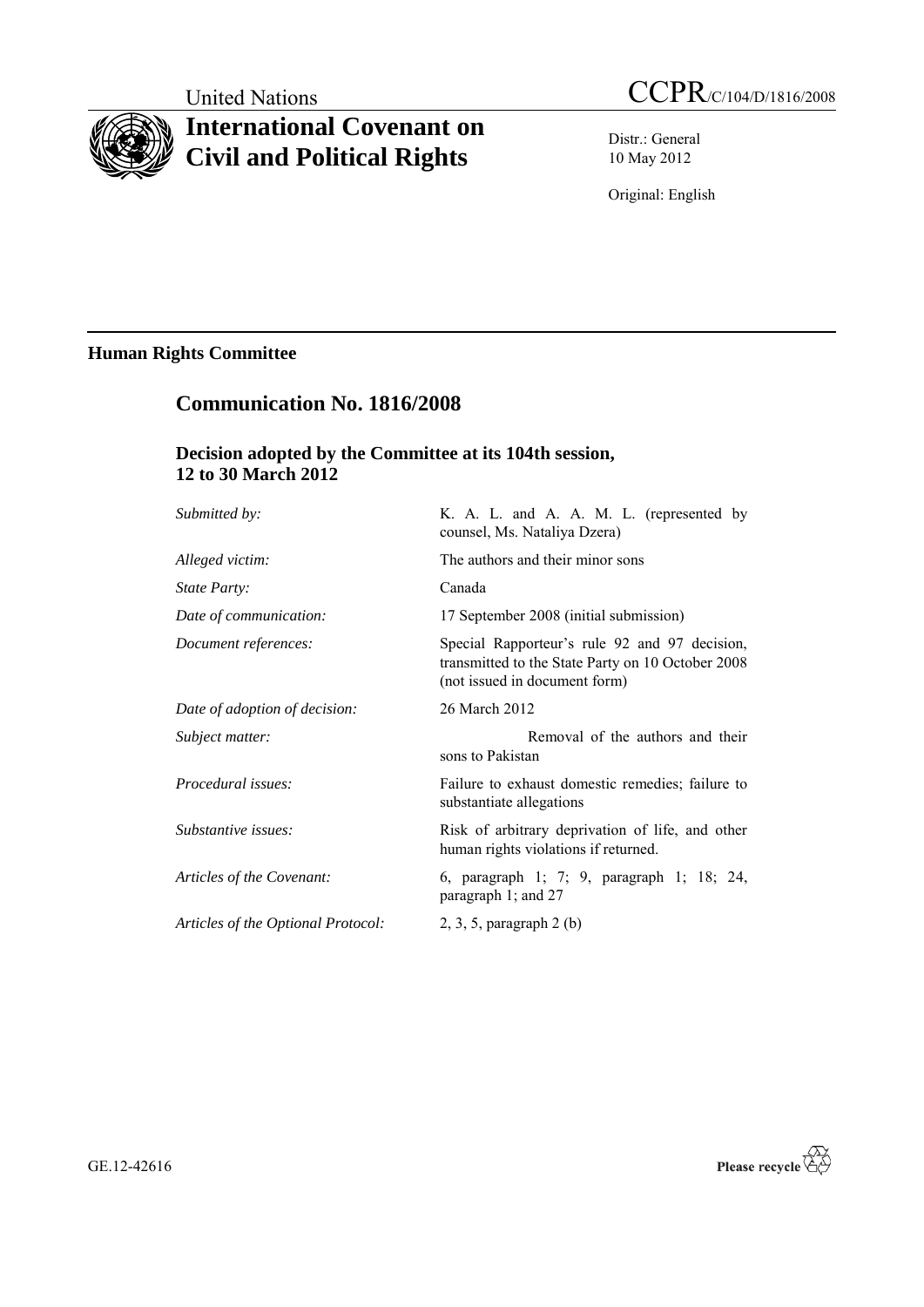United Nations

# International Covenant on Civil and Political Rights

CCPR/C/104/D/1816/2008

Distr.: General
10 May 2012

Original: English

**Human Rights Committee**

## Communication No. 1816/2008

### Decision adopted by the Committee at its 104th session, 12 to 30 March 2012

| | |
|---|---|
| *Submitted by:* | K. A. L. and A. A. M. L. (represented by counsel, Ms. Nataliya Dzera) |
| *Alleged victim:* | The authors and their minor sons |
| *State Party:* | Canada |
| *Date of communication:* | 17 September 2008 (initial submission) |
| *Document references:* | Special Rapporteur's rule 92 and 97 decision, transmitted to the State Party on 10 October 2008 (not issued in document form) |
| *Date of adoption of decision:* | 26 March 2012 |
| *Subject matter:* | Removal of the authors and their sons to Pakistan |
| *Procedural issues:* | Failure to exhaust domestic remedies; failure to substantiate allegations |
| *Substantive issues:* | Risk of arbitrary deprivation of life, and other human rights violations if returned. |
| *Articles of the Covenant:* | 6, paragraph 1; 7; 9, paragraph 1; 18; 24, paragraph 1; and 27 |
| *Articles of the Optional Protocol:* | 2, 3, 5, paragraph 2 (b) |

GE.12-42616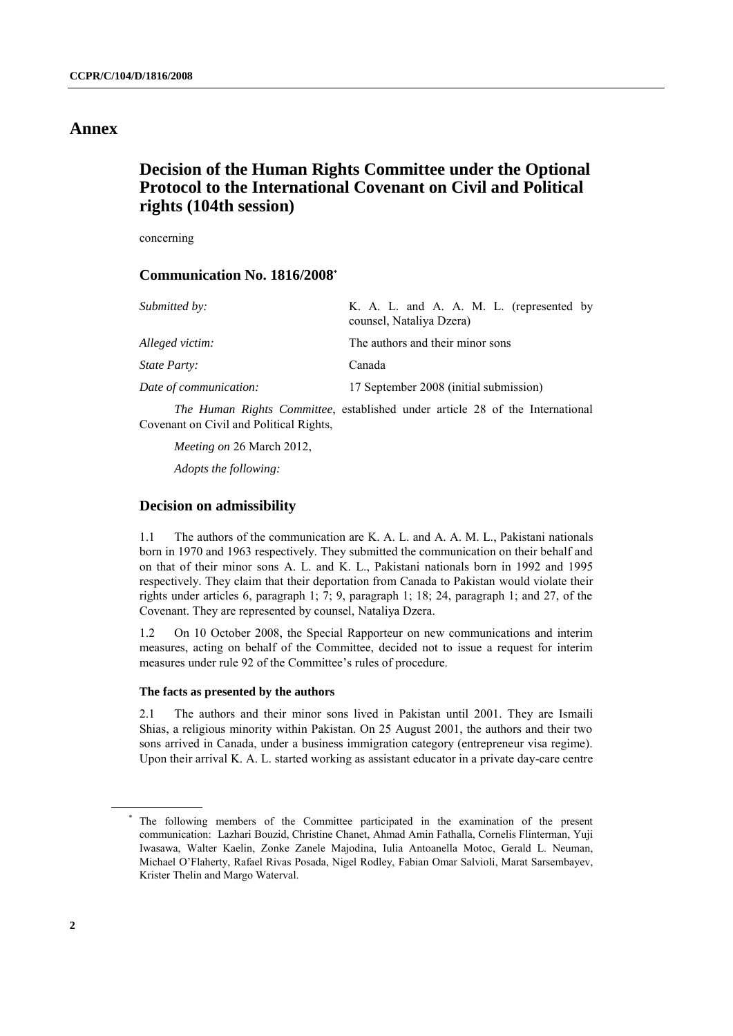# Annex

## Decision of the Human Rights Committee under the Optional Protocol to the International Covenant on Civil and Political rights (104th session)

concerning

### Communication No. 1816/2008[*]

| | |
|---|---|
| *Submitted by:* | K. A. L. and A. A. M. L. (represented by counsel, Nataliya Dzera) |
| *Alleged victim:* | The authors and their minor sons |
| *State Party:* | Canada |
| *Date of communication:* | 17 September 2008 (initial submission) |

*The Human Rights Committee*, established under article 28 of the International Covenant on Civil and Political Rights,

*Meeting on* 26 March 2012,

*Adopts the following:*

### Decision on admissibility

1.1 The authors of the communication are K. A. L. and A. A. M. L., Pakistani nationals born in 1970 and 1963 respectively. They submitted the communication on their behalf and on that of their minor sons A. L. and K. L., Pakistani nationals born in 1992 and 1995 respectively. They claim that their deportation from Canada to Pakistan would violate their rights under articles 6, paragraph 1; 7; 9, paragraph 1; 18; 24, paragraph 1; and 27, of the Covenant. They are represented by counsel, Nataliya Dzera.

1.2 On 10 October 2008, the Special Rapporteur on new communications and interim measures, acting on behalf of the Committee, decided not to issue a request for interim measures under rule 92 of the Committee's rules of procedure.

#### The facts as presented by the authors

2.1 The authors and their minor sons lived in Pakistan until 2001. They are Ismaili Shias, a religious minority within Pakistan. On 25 August 2001, the authors and their two sons arrived in Canada, under a business immigration category (entrepreneur visa regime). Upon their arrival K. A. L. started working as assistant educator in a private day-care centre

---

[*] The following members of the Committee participated in the examination of the present communication: Lazhari Bouzid, Christine Chanet, Ahmad Amin Fathalla, Cornelis Flinterman, Yuji Iwasawa, Walter Kaelin, Zonke Zanele Majodina, Iulia Antoanella Motoc, Gerald L. Neuman, Michael O'Flaherty, Rafael Rivas Posada, Nigel Rodley, Fabian Omar Salvioli, Marat Sarsembayev, Krister Thelin and Margo Waterval.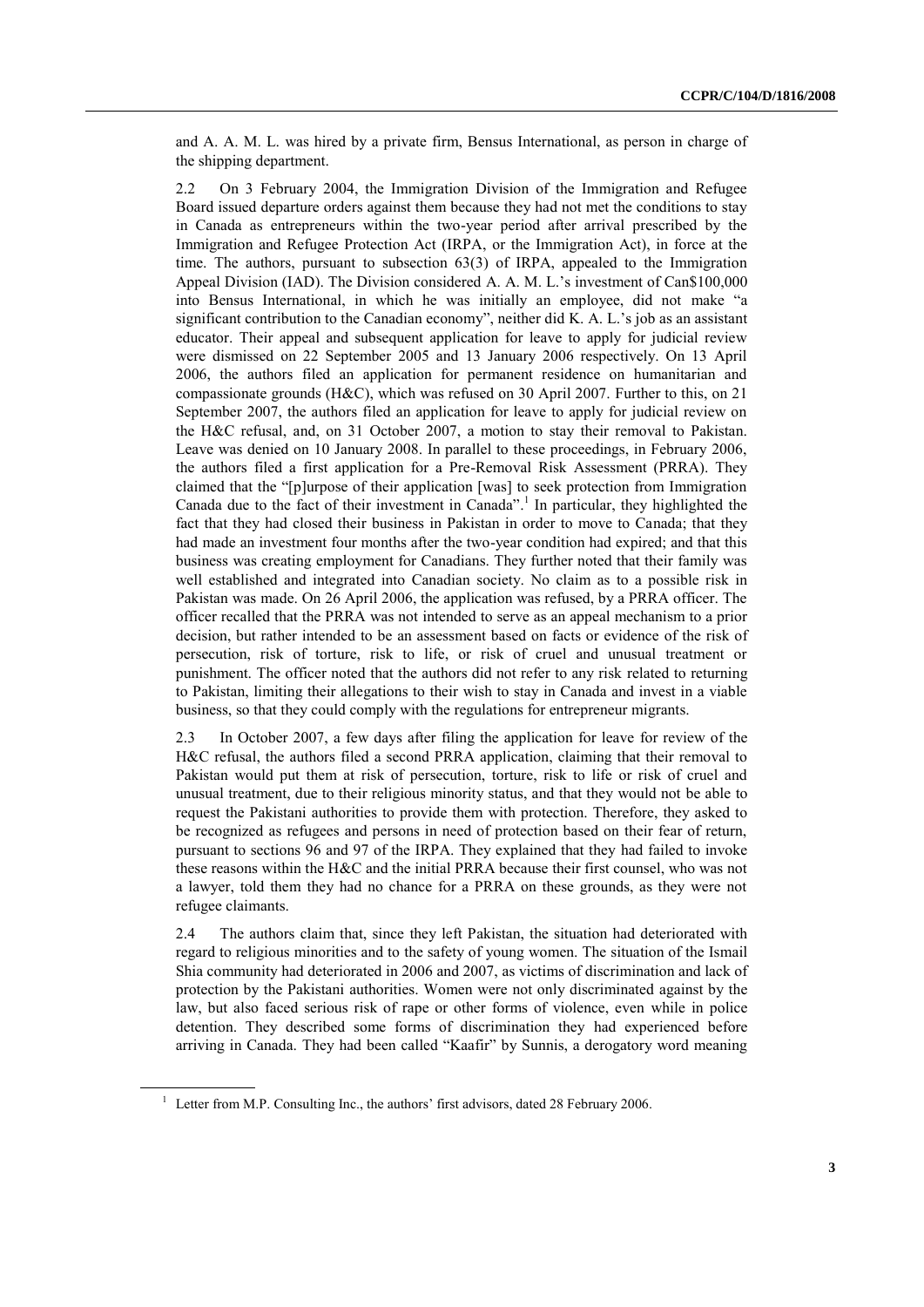and A. A. M. L. was hired by a private firm, Bensus International, as person in charge of the shipping department.

2.2 On 3 February 2004, the Immigration Division of the Immigration and Refugee Board issued departure orders against them because they had not met the conditions to stay in Canada as entrepreneurs within the two-year period after arrival prescribed by the Immigration and Refugee Protection Act (IRPA, or the Immigration Act), in force at the time. The authors, pursuant to subsection 63(3) of IRPA, appealed to the Immigration Appeal Division (IAD). The Division considered A. A. M. L.'s investment of Can$100,000 into Bensus International, in which he was initially an employee, did not make "a significant contribution to the Canadian economy", neither did K. A. L.'s job as an assistant educator. Their appeal and subsequent application for leave to apply for judicial review were dismissed on 22 September 2005 and 13 January 2006 respectively. On 13 April 2006, the authors filed an application for permanent residence on humanitarian and compassionate grounds (H&C), which was refused on 30 April 2007. Further to this, on 21 September 2007, the authors filed an application for leave to apply for judicial review on the H&C refusal, and, on 31 October 2007, a motion to stay their removal to Pakistan. Leave was denied on 10 January 2008. In parallel to these proceedings, in February 2006, the authors filed a first application for a Pre-Removal Risk Assessment (PRRA). They claimed that the "[p]urpose of their application [was] to seek protection from Immigration Canada due to the fact of their investment in Canada".[1] In particular, they highlighted the fact that they had closed their business in Pakistan in order to move to Canada; that they had made an investment four months after the two-year condition had expired; and that this business was creating employment for Canadians. They further noted that their family was well established and integrated into Canadian society. No claim as to a possible risk in Pakistan was made. On 26 April 2006, the application was refused, by a PRRA officer. The officer recalled that the PRRA was not intended to serve as an appeal mechanism to a prior decision, but rather intended to be an assessment based on facts or evidence of the risk of persecution, risk of torture, risk to life, or risk of cruel and unusual treatment or punishment. The officer noted that the authors did not refer to any risk related to returning to Pakistan, limiting their allegations to their wish to stay in Canada and invest in a viable business, so that they could comply with the regulations for entrepreneur migrants.

2.3 In October 2007, a few days after filing the application for leave for review of the H&C refusal, the authors filed a second PRRA application, claiming that their removal to Pakistan would put them at risk of persecution, torture, risk to life or risk of cruel and unusual treatment, due to their religious minority status, and that they would not be able to request the Pakistani authorities to provide them with protection. Therefore, they asked to be recognized as refugees and persons in need of protection based on their fear of return, pursuant to sections 96 and 97 of the IRPA. They explained that they had failed to invoke these reasons within the H&C and the initial PRRA because their first counsel, who was not a lawyer, told them they had no chance for a PRRA on these grounds, as they were not refugee claimants.

2.4 The authors claim that, since they left Pakistan, the situation had deteriorated with regard to religious minorities and to the safety of young women. The situation of the Ismail Shia community had deteriorated in 2006 and 2007, as victims of discrimination and lack of protection by the Pakistani authorities. Women were not only discriminated against by the law, but also faced serious risk of rape or other forms of violence, even while in police detention. They described some forms of discrimination they had experienced before arriving in Canada. They had been called "Kaafir" by Sunnis, a derogatory word meaning

[1] Letter from M.P. Consulting Inc., the authors' first advisors, dated 28 February 2006.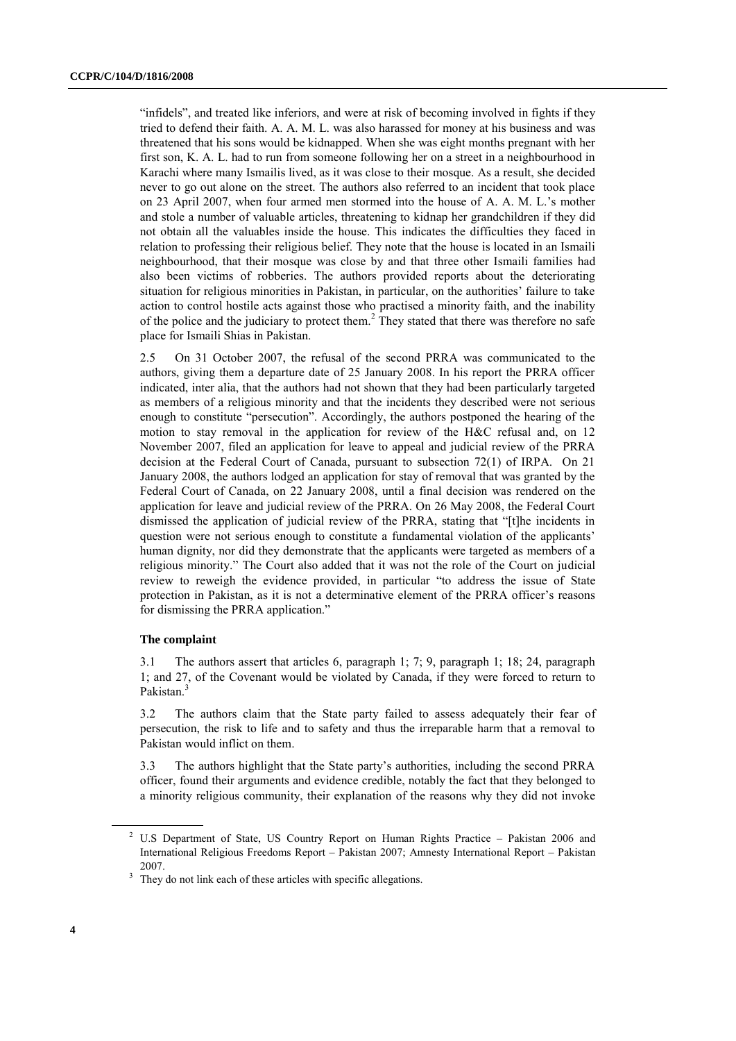"infidels", and treated like inferiors, and were at risk of becoming involved in fights if they tried to defend their faith. A. A. M. L. was also harassed for money at his business and was threatened that his sons would be kidnapped. When she was eight months pregnant with her first son, K. A. L. had to run from someone following her on a street in a neighbourhood in Karachi where many Ismailis lived, as it was close to their mosque. As a result, she decided never to go out alone on the street. The authors also referred to an incident that took place on 23 April 2007, when four armed men stormed into the house of A. A. M. L.'s mother and stole a number of valuable articles, threatening to kidnap her grandchildren if they did not obtain all the valuables inside the house. This indicates the difficulties they faced in relation to professing their religious belief. They note that the house is located in an Ismaili neighbourhood, that their mosque was close by and that three other Ismaili families had also been victims of robberies. The authors provided reports about the deteriorating situation for religious minorities in Pakistan, in particular, on the authorities' failure to take action to control hostile acts against those who practised a minority faith, and the inability of the police and the judiciary to protect them.[2] They stated that there was therefore no safe place for Ismaili Shias in Pakistan.

2.5 On 31 October 2007, the refusal of the second PRRA was communicated to the authors, giving them a departure date of 25 January 2008. In his report the PRRA officer indicated, inter alia, that the authors had not shown that they had been particularly targeted as members of a religious minority and that the incidents they described were not serious enough to constitute "persecution". Accordingly, the authors postponed the hearing of the motion to stay removal in the application for review of the H&C refusal and, on 12 November 2007, filed an application for leave to appeal and judicial review of the PRRA decision at the Federal Court of Canada, pursuant to subsection 72(1) of IRPA. On 21 January 2008, the authors lodged an application for stay of removal that was granted by the Federal Court of Canada, on 22 January 2008, until a final decision was rendered on the application for leave and judicial review of the PRRA. On 26 May 2008, the Federal Court dismissed the application of judicial review of the PRRA, stating that "[t]he incidents in question were not serious enough to constitute a fundamental violation of the applicants' human dignity, nor did they demonstrate that the applicants were targeted as members of a religious minority." The Court also added that it was not the role of the Court on judicial review to reweigh the evidence provided, in particular "to address the issue of State protection in Pakistan, as it is not a determinative element of the PRRA officer's reasons for dismissing the PRRA application."

**The complaint**

3.1 The authors assert that articles 6, paragraph 1; 7; 9, paragraph 1; 18; 24, paragraph 1; and 27, of the Covenant would be violated by Canada, if they were forced to return to Pakistan.[3]

3.2 The authors claim that the State party failed to assess adequately their fear of persecution, the risk to life and to safety and thus the irreparable harm that a removal to Pakistan would inflict on them.

3.3 The authors highlight that the State party's authorities, including the second PRRA officer, found their arguments and evidence credible, notably the fact that they belonged to a minority religious community, their explanation of the reasons why they did not invoke

---

[2] U.S Department of State, US Country Report on Human Rights Practice – Pakistan 2006 and International Religious Freedoms Report – Pakistan 2007; Amnesty International Report – Pakistan 2007.

[3] They do not link each of these articles with specific allegations.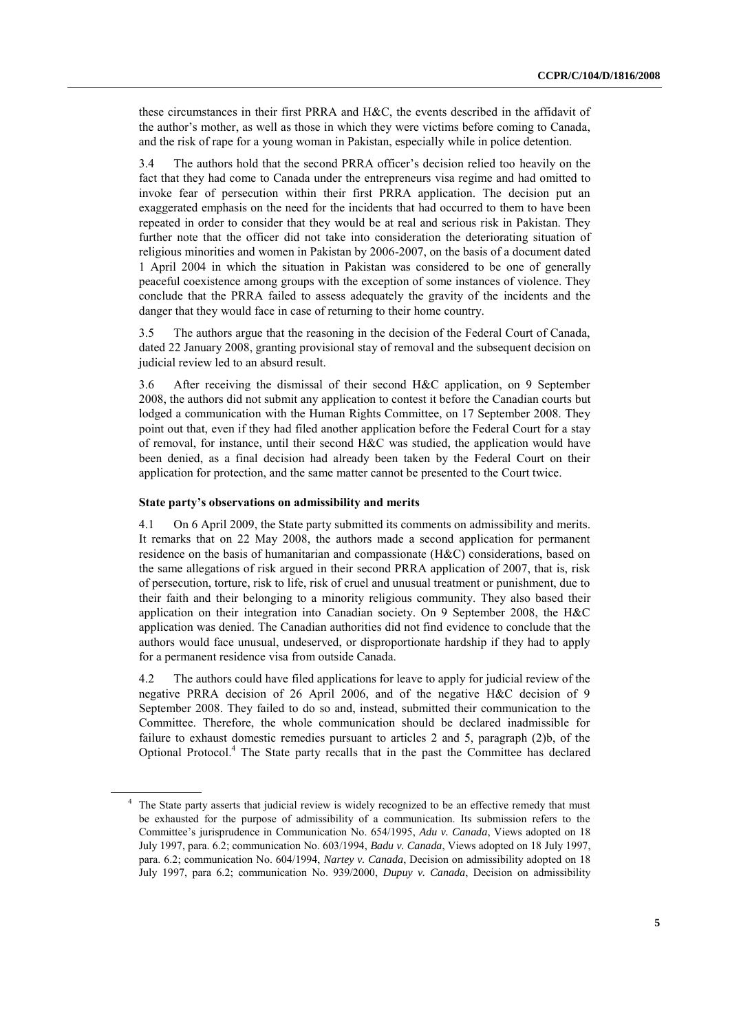these circumstances in their first PRRA and H&C, the events described in the affidavit of the author's mother, as well as those in which they were victims before coming to Canada, and the risk of rape for a young woman in Pakistan, especially while in police detention.

3.4 The authors hold that the second PRRA officer's decision relied too heavily on the fact that they had come to Canada under the entrepreneurs visa regime and had omitted to invoke fear of persecution within their first PRRA application. The decision put an exaggerated emphasis on the need for the incidents that had occurred to them to have been repeated in order to consider that they would be at real and serious risk in Pakistan. They further note that the officer did not take into consideration the deteriorating situation of religious minorities and women in Pakistan by 2006-2007, on the basis of a document dated 1 April 2004 in which the situation in Pakistan was considered to be one of generally peaceful coexistence among groups with the exception of some instances of violence. They conclude that the PRRA failed to assess adequately the gravity of the incidents and the danger that they would face in case of returning to their home country.

3.5 The authors argue that the reasoning in the decision of the Federal Court of Canada, dated 22 January 2008, granting provisional stay of removal and the subsequent decision on judicial review led to an absurd result.

3.6 After receiving the dismissal of their second H&C application, on 9 September 2008, the authors did not submit any application to contest it before the Canadian courts but lodged a communication with the Human Rights Committee, on 17 September 2008. They point out that, even if they had filed another application before the Federal Court for a stay of removal, for instance, until their second H&C was studied, the application would have been denied, as a final decision had already been taken by the Federal Court on their application for protection, and the same matter cannot be presented to the Court twice.

### State party's observations on admissibility and merits

4.1 On 6 April 2009, the State party submitted its comments on admissibility and merits. It remarks that on 22 May 2008, the authors made a second application for permanent residence on the basis of humanitarian and compassionate (H&C) considerations, based on the same allegations of risk argued in their second PRRA application of 2007, that is, risk of persecution, torture, risk to life, risk of cruel and unusual treatment or punishment, due to their faith and their belonging to a minority religious community. They also based their application on their integration into Canadian society. On 9 September 2008, the H&C application was denied. The Canadian authorities did not find evidence to conclude that the authors would face unusual, undeserved, or disproportionate hardship if they had to apply for a permanent residence visa from outside Canada.

4.2 The authors could have filed applications for leave to apply for judicial review of the negative PRRA decision of 26 April 2006, and of the negative H&C decision of 9 September 2008. They failed to do so and, instead, submitted their communication to the Committee. Therefore, the whole communication should be declared inadmissible for failure to exhaust domestic remedies pursuant to articles 2 and 5, paragraph (2)b, of the Optional Protocol.[4] The State party recalls that in the past the Committee has declared

[4] The State party asserts that judicial review is widely recognized to be an effective remedy that must be exhausted for the purpose of admissibility of a communication. Its submission refers to the Committee's jurisprudence in Communication No. 654/1995, *Adu v. Canada*, Views adopted on 18 July 1997, para. 6.2; communication No. 603/1994, *Badu v. Canada*, Views adopted on 18 July 1997, para. 6.2; communication No. 604/1994, *Nartey v. Canada*, Decision on admissibility adopted on 18 July 1997, para 6.2; communication No. 939/2000, *Dupuy v. Canada*, Decision on admissibility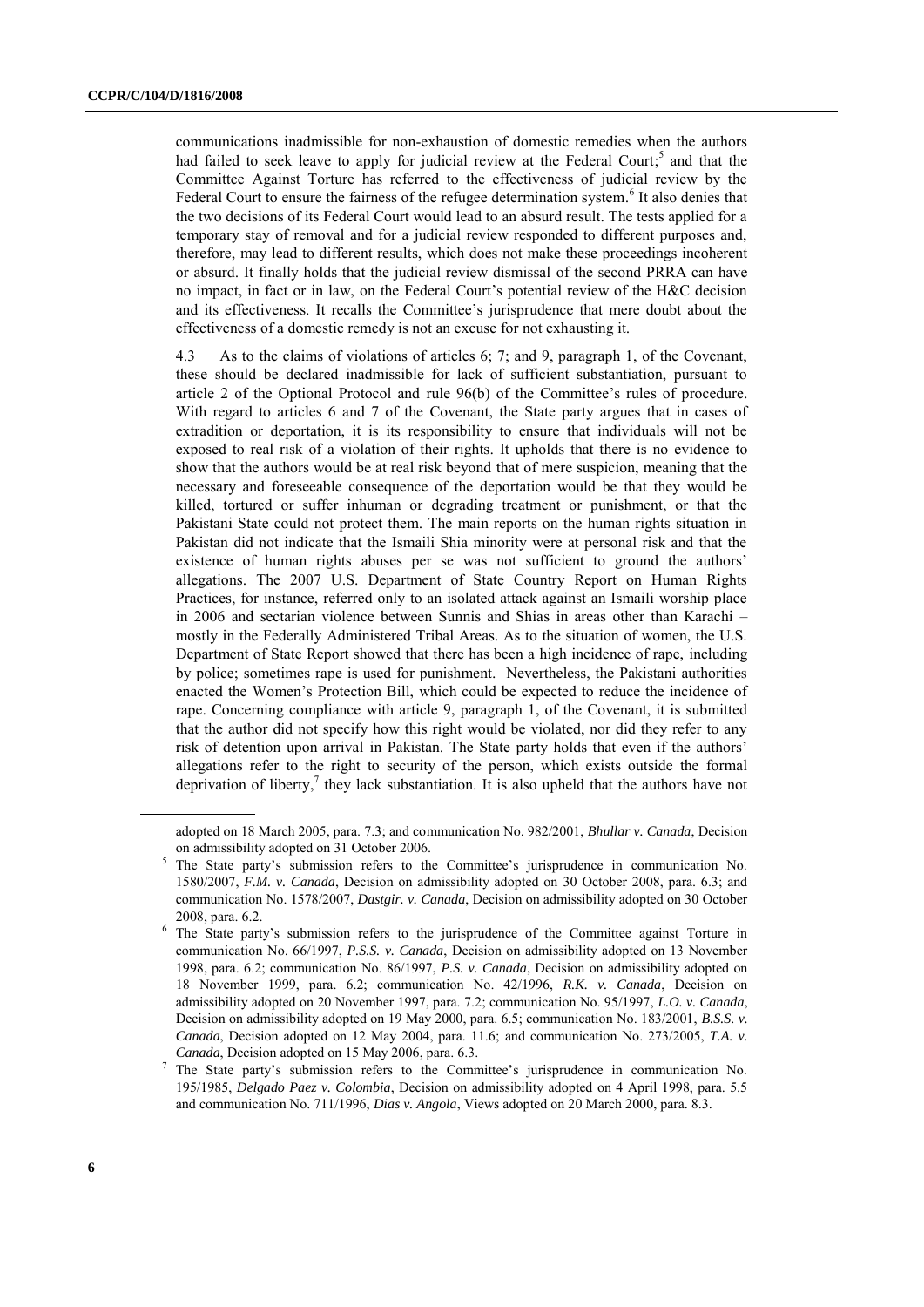communications inadmissible for non-exhaustion of domestic remedies when the authors had failed to seek leave to apply for judicial review at the Federal Court;[5] and that the Committee Against Torture has referred to the effectiveness of judicial review by the Federal Court to ensure the fairness of the refugee determination system.[6] It also denies that the two decisions of its Federal Court would lead to an absurd result. The tests applied for a temporary stay of removal and for a judicial review responded to different purposes and, therefore, may lead to different results, which does not make these proceedings incoherent or absurd. It finally holds that the judicial review dismissal of the second PRRA can have no impact, in fact or in law, on the Federal Court's potential review of the H&C decision and its effectiveness. It recalls the Committee's jurisprudence that mere doubt about the effectiveness of a domestic remedy is not an excuse for not exhausting it.

4.3 As to the claims of violations of articles 6; 7; and 9, paragraph 1, of the Covenant, these should be declared inadmissible for lack of sufficient substantiation, pursuant to article 2 of the Optional Protocol and rule 96(b) of the Committee's rules of procedure. With regard to articles 6 and 7 of the Covenant, the State party argues that in cases of extradition or deportation, it is its responsibility to ensure that individuals will not be exposed to real risk of a violation of their rights. It upholds that there is no evidence to show that the authors would be at real risk beyond that of mere suspicion, meaning that the necessary and foreseeable consequence of the deportation would be that they would be killed, tortured or suffer inhuman or degrading treatment or punishment, or that the Pakistani State could not protect them. The main reports on the human rights situation in Pakistan did not indicate that the Ismaili Shia minority were at personal risk and that the existence of human rights abuses per se was not sufficient to ground the authors' allegations. The 2007 U.S. Department of State Country Report on Human Rights Practices, for instance, referred only to an isolated attack against an Ismaili worship place in 2006 and sectarian violence between Sunnis and Shias in areas other than Karachi – mostly in the Federally Administered Tribal Areas. As to the situation of women, the U.S. Department of State Report showed that there has been a high incidence of rape, including by police; sometimes rape is used for punishment. Nevertheless, the Pakistani authorities enacted the Women's Protection Bill, which could be expected to reduce the incidence of rape. Concerning compliance with article 9, paragraph 1, of the Covenant, it is submitted that the author did not specify how this right would be violated, nor did they refer to any risk of detention upon arrival in Pakistan. The State party holds that even if the authors' allegations refer to the right to security of the person, which exists outside the formal deprivation of liberty,[7] they lack substantiation. It is also upheld that the authors have not

---

adopted on 18 March 2005, para. 7.3; and communication No. 982/2001, *Bhullar v. Canada*, Decision on admissibility adopted on 31 October 2006.

[5] The State party's submission refers to the Committee's jurisprudence in communication No. 1580/2007, *F.M. v. Canada*, Decision on admissibility adopted on 30 October 2008, para. 6.3; and communication No. 1578/2007, *Dastgir. v. Canada*, Decision on admissibility adopted on 30 October 2008, para. 6.2.

[6] The State party's submission refers to the jurisprudence of the Committee against Torture in communication No. 66/1997, *P.S.S. v. Canada*, Decision on admissibility adopted on 13 November 1998, para. 6.2; communication No. 86/1997, *P.S. v. Canada*, Decision on admissibility adopted on 18 November 1999, para. 6.2; communication No. 42/1996, *R.K. v. Canada*, Decision on admissibility adopted on 20 November 1997, para. 7.2; communication No. 95/1997, *L.O. v. Canada*, Decision on admissibility adopted on 19 May 2000, para. 6.5; communication No. 183/2001, *B.S.S. v. Canada*, Decision adopted on 12 May 2004, para. 11.6; and communication No. 273/2005, *T.A. v. Canada*, Decision adopted on 15 May 2006, para. 6.3.

[7] The State party's submission refers to the Committee's jurisprudence in communication No. 195/1985, *Delgado Paez v. Colombia*, Decision on admissibility adopted on 4 April 1998, para. 5.5 and communication No. 711/1996, *Dias v. Angola*, Views adopted on 20 March 2000, para. 8.3.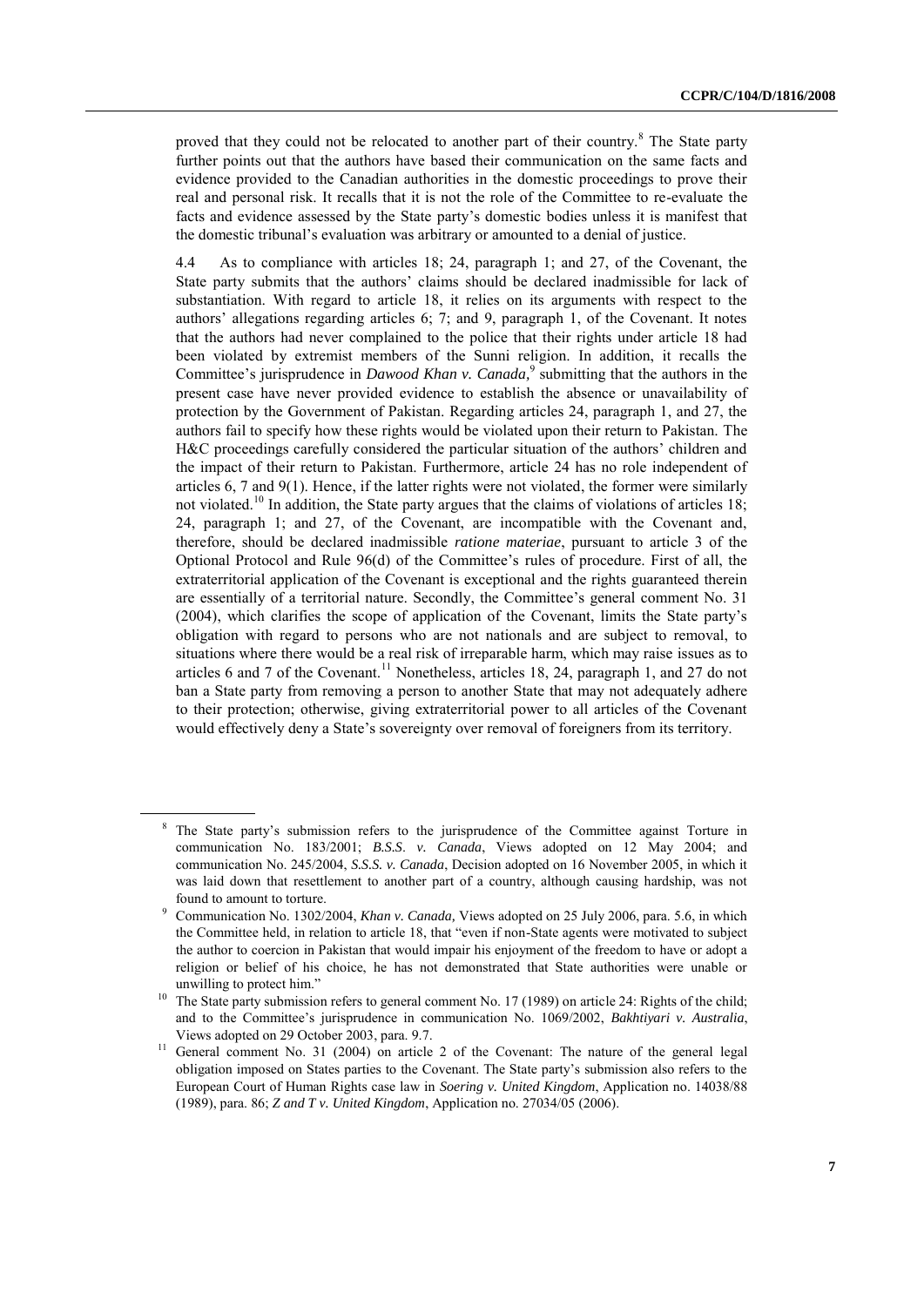proved that they could not be relocated to another part of their country.[8] The State party further points out that the authors have based their communication on the same facts and evidence provided to the Canadian authorities in the domestic proceedings to prove their real and personal risk. It recalls that it is not the role of the Committee to re-evaluate the facts and evidence assessed by the State party's domestic bodies unless it is manifest that the domestic tribunal's evaluation was arbitrary or amounted to a denial of justice.

4.4 As to compliance with articles 18; 24, paragraph 1; and 27, of the Covenant, the State party submits that the authors' claims should be declared inadmissible for lack of substantiation. With regard to article 18, it relies on its arguments with respect to the authors' allegations regarding articles 6; 7; and 9, paragraph 1, of the Covenant. It notes that the authors had never complained to the police that their rights under article 18 had been violated by extremist members of the Sunni religion. In addition, it recalls the Committee's jurisprudence in *Dawood Khan v. Canada,*[9] submitting that the authors in the present case have never provided evidence to establish the absence or unavailability of protection by the Government of Pakistan. Regarding articles 24, paragraph 1, and 27, the authors fail to specify how these rights would be violated upon their return to Pakistan. The H&C proceedings carefully considered the particular situation of the authors' children and the impact of their return to Pakistan. Furthermore, article 24 has no role independent of articles 6, 7 and 9(1). Hence, if the latter rights were not violated, the former were similarly not violated.[10] In addition, the State party argues that the claims of violations of articles 18; 24, paragraph 1; and 27, of the Covenant, are incompatible with the Covenant and, therefore, should be declared inadmissible *ratione materiae*, pursuant to article 3 of the Optional Protocol and Rule 96(d) of the Committee's rules of procedure. First of all, the extraterritorial application of the Covenant is exceptional and the rights guaranteed therein are essentially of a territorial nature. Secondly, the Committee's general comment No. 31 (2004), which clarifies the scope of application of the Covenant, limits the State party's obligation with regard to persons who are not nationals and are subject to removal, to situations where there would be a real risk of irreparable harm, which may raise issues as to articles 6 and 7 of the Covenant.[11] Nonetheless, articles 18, 24, paragraph 1, and 27 do not ban a State party from removing a person to another State that may not adequately adhere to their protection; otherwise, giving extraterritorial power to all articles of the Covenant would effectively deny a State's sovereignty over removal of foreigners from its territory.

---

[8] The State party's submission refers to the jurisprudence of the Committee against Torture in communication No. 183/2001; *B.S.S. v. Canada*, Views adopted on 12 May 2004; and communication No. 245/2004, *S.S.S. v. Canada*, Decision adopted on 16 November 2005, in which it was laid down that resettlement to another part of a country, although causing hardship, was not found to amount to torture.

[9] Communication No. 1302/2004, *Khan v. Canada,* Views adopted on 25 July 2006, para. 5.6, in which the Committee held, in relation to article 18, that "even if non-State agents were motivated to subject the author to coercion in Pakistan that would impair his enjoyment of the freedom to have or adopt a religion or belief of his choice, he has not demonstrated that State authorities were unable or unwilling to protect him."

[10] The State party submission refers to general comment No. 17 (1989) on article 24: Rights of the child; and to the Committee's jurisprudence in communication No. 1069/2002, *Bakhtiyari v. Australia*, Views adopted on 29 October 2003, para. 9.7.

[11] General comment No. 31 (2004) on article 2 of the Covenant: The nature of the general legal obligation imposed on States parties to the Covenant. The State party's submission also refers to the European Court of Human Rights case law in *Soering v. United Kingdom*, Application no. 14038/88 (1989), para. 86; *Z and T v. United Kingdom*, Application no. 27034/05 (2006).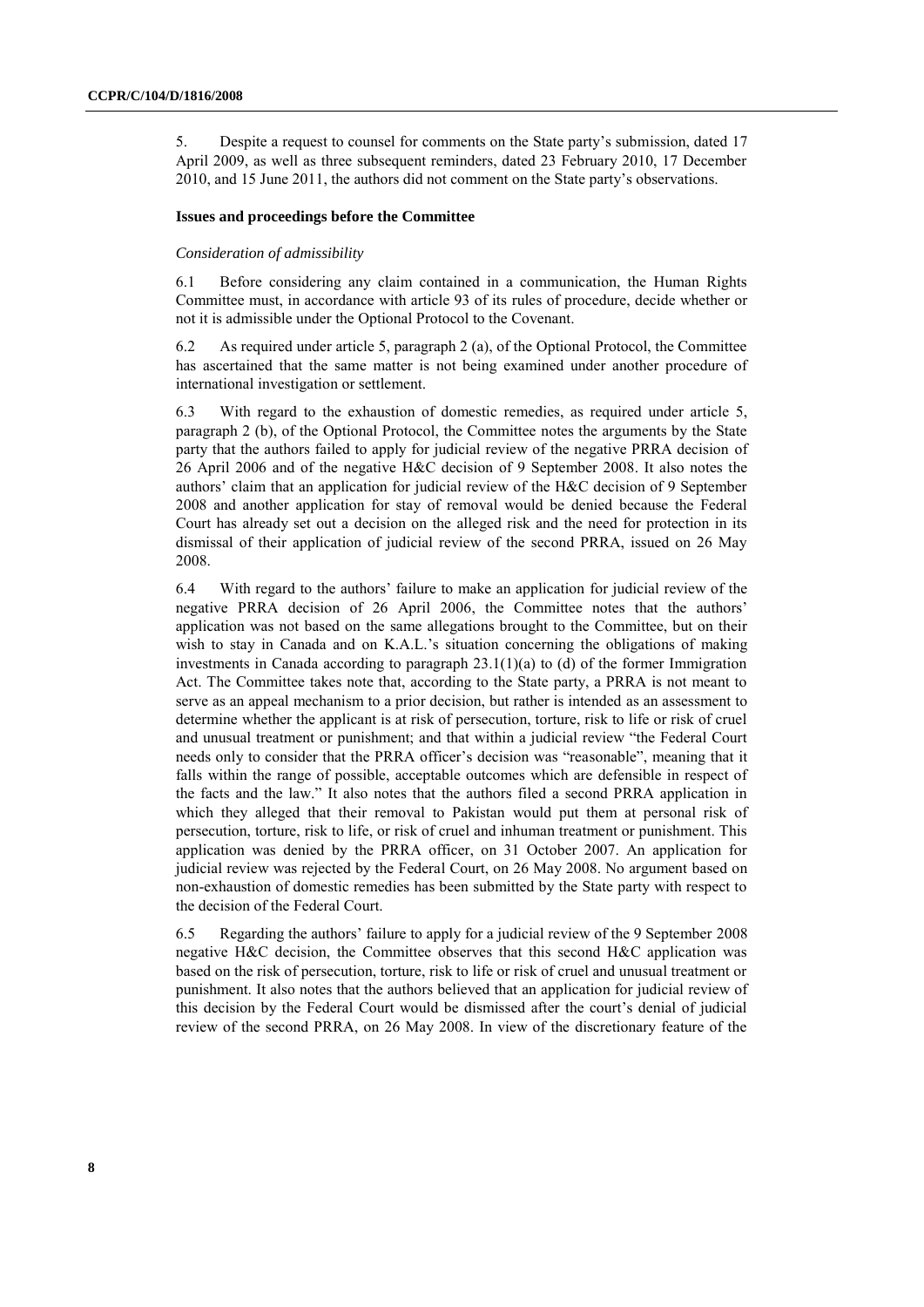5. Despite a request to counsel for comments on the State party's submission, dated 17 April 2009, as well as three subsequent reminders, dated 23 February 2010, 17 December 2010, and 15 June 2011, the authors did not comment on the State party's observations.

### Issues and proceedings before the Committee

*Consideration of admissibility*

6.1 Before considering any claim contained in a communication, the Human Rights Committee must, in accordance with article 93 of its rules of procedure, decide whether or not it is admissible under the Optional Protocol to the Covenant.

6.2 As required under article 5, paragraph 2 (a), of the Optional Protocol, the Committee has ascertained that the same matter is not being examined under another procedure of international investigation or settlement.

6.3 With regard to the exhaustion of domestic remedies, as required under article 5, paragraph 2 (b), of the Optional Protocol, the Committee notes the arguments by the State party that the authors failed to apply for judicial review of the negative PRRA decision of 26 April 2006 and of the negative H&C decision of 9 September 2008. It also notes the authors' claim that an application for judicial review of the H&C decision of 9 September 2008 and another application for stay of removal would be denied because the Federal Court has already set out a decision on the alleged risk and the need for protection in its dismissal of their application of judicial review of the second PRRA, issued on 26 May 2008.

6.4 With regard to the authors' failure to make an application for judicial review of the negative PRRA decision of 26 April 2006, the Committee notes that the authors' application was not based on the same allegations brought to the Committee, but on their wish to stay in Canada and on K.A.L.'s situation concerning the obligations of making investments in Canada according to paragraph 23.1(1)(a) to (d) of the former Immigration Act. The Committee takes note that, according to the State party, a PRRA is not meant to serve as an appeal mechanism to a prior decision, but rather is intended as an assessment to determine whether the applicant is at risk of persecution, torture, risk to life or risk of cruel and unusual treatment or punishment; and that within a judicial review "the Federal Court needs only to consider that the PRRA officer's decision was "reasonable", meaning that it falls within the range of possible, acceptable outcomes which are defensible in respect of the facts and the law." It also notes that the authors filed a second PRRA application in which they alleged that their removal to Pakistan would put them at personal risk of persecution, torture, risk to life, or risk of cruel and inhuman treatment or punishment. This application was denied by the PRRA officer, on 31 October 2007. An application for judicial review was rejected by the Federal Court, on 26 May 2008. No argument based on non-exhaustion of domestic remedies has been submitted by the State party with respect to the decision of the Federal Court.

6.5 Regarding the authors' failure to apply for a judicial review of the 9 September 2008 negative H&C decision, the Committee observes that this second H&C application was based on the risk of persecution, torture, risk to life or risk of cruel and unusual treatment or punishment. It also notes that the authors believed that an application for judicial review of this decision by the Federal Court would be dismissed after the court's denial of judicial review of the second PRRA, on 26 May 2008. In view of the discretionary feature of the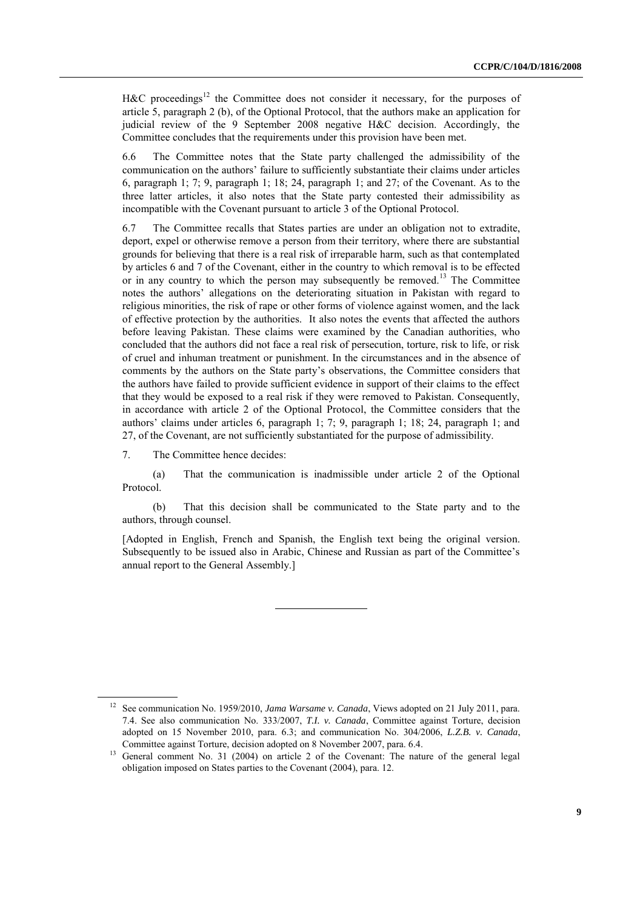H&C proceedings[12] the Committee does not consider it necessary, for the purposes of article 5, paragraph 2 (b), of the Optional Protocol, that the authors make an application for judicial review of the 9 September 2008 negative H&C decision. Accordingly, the Committee concludes that the requirements under this provision have been met.

6.6 The Committee notes that the State party challenged the admissibility of the communication on the authors' failure to sufficiently substantiate their claims under articles 6, paragraph 1; 7; 9, paragraph 1; 18; 24, paragraph 1; and 27; of the Covenant. As to the three latter articles, it also notes that the State party contested their admissibility as incompatible with the Covenant pursuant to article 3 of the Optional Protocol.

6.7 The Committee recalls that States parties are under an obligation not to extradite, deport, expel or otherwise remove a person from their territory, where there are substantial grounds for believing that there is a real risk of irreparable harm, such as that contemplated by articles 6 and 7 of the Covenant, either in the country to which removal is to be effected or in any country to which the person may subsequently be removed.[13] The Committee notes the authors' allegations on the deteriorating situation in Pakistan with regard to religious minorities, the risk of rape or other forms of violence against women, and the lack of effective protection by the authorities. It also notes the events that affected the authors before leaving Pakistan. These claims were examined by the Canadian authorities, who concluded that the authors did not face a real risk of persecution, torture, risk to life, or risk of cruel and inhuman treatment or punishment. In the circumstances and in the absence of comments by the authors on the State party's observations, the Committee considers that the authors have failed to provide sufficient evidence in support of their claims to the effect that they would be exposed to a real risk if they were removed to Pakistan. Consequently, in accordance with article 2 of the Optional Protocol, the Committee considers that the authors' claims under articles 6, paragraph 1; 7; 9, paragraph 1; 18; 24, paragraph 1; and 27, of the Covenant, are not sufficiently substantiated for the purpose of admissibility.

7. The Committee hence decides:

(a) That the communication is inadmissible under article 2 of the Optional Protocol.

(b) That this decision shall be communicated to the State party and to the authors, through counsel.

[Adopted in English, French and Spanish, the English text being the original version. Subsequently to be issued also in Arabic, Chinese and Russian as part of the Committee's annual report to the General Assembly.]

---

[12] See communication No. 1959/2010, *Jama Warsame v. Canada*, Views adopted on 21 July 2011, para. 7.4. See also communication No. 333/2007, *T.I. v. Canada*, Committee against Torture, decision adopted on 15 November 2010, para. 6.3; and communication No. 304/2006, *L.Z.B. v. Canada*, Committee against Torture, decision adopted on 8 November 2007, para. 6.4.

[13] General comment No. 31 (2004) on article 2 of the Covenant: The nature of the general legal obligation imposed on States parties to the Covenant (2004), para. 12.